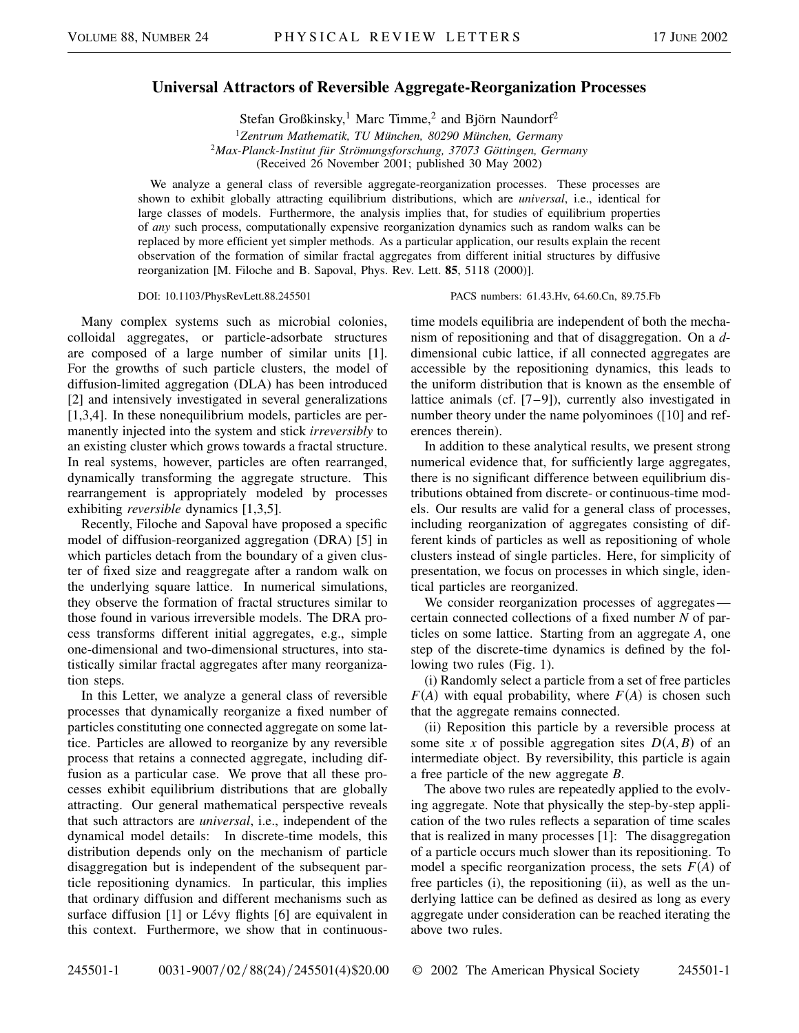# Universal Attractors of Reversible Aggregate-Reorganization Processes

Stefan Großkinsky,[1] Marc Timme,[2] and Björn Naundorf[2]

[1]*Zentrum Mathematik, TU München, 80290 München, Germany*
[2]*Max-Planck-Institut für Strömungsforschung, 37073 Göttingen, Germany*
(Received 26 November 2001; published 30 May 2002)

We analyze a general class of reversible aggregate-reorganization processes. These processes are shown to exhibit globally attracting equilibrium distributions, which are *universal*, i.e., identical for large classes of models. Furthermore, the analysis implies that, for studies of equilibrium properties of *any* such process, computationally expensive reorganization dynamics such as random walks can be replaced by more efficient yet simpler methods. As a particular application, our results explain the recent observation of the formation of similar fractal aggregates from different initial structures by diffusive reorganization [M. Filoche and B. Sapoval, Phys. Rev. Lett. **85**, 5118 (2000)].

DOI: 10.1103/PhysRevLett.88.245501 PACS numbers: 61.43.Hv, 64.60.Cn, 89.75.Fb

Many complex systems such as microbial colonies, colloidal aggregates, or particle-adsorbate structures are composed of a large number of similar units [1]. For the growths of such particle clusters, the model of diffusion-limited aggregation (DLA) has been introduced [2] and intensively investigated in several generalizations [1,3,4]. In these nonequilibrium models, particles are permanently injected into the system and stick *irreversibly* to an existing cluster which grows towards a fractal structure. In real systems, however, particles are often rearranged, dynamically transforming the aggregate structure. This rearrangement is appropriately modeled by processes exhibiting *reversible* dynamics [1,3,5].

Recently, Filoche and Sapoval have proposed a specific model of diffusion-reorganized aggregation (DRA) [5] in which particles detach from the boundary of a given cluster of fixed size and reaggregate after a random walk on the underlying square lattice. In numerical simulations, they observe the formation of fractal structures similar to those found in various irreversible models. The DRA process transforms different initial aggregates, e.g., simple one-dimensional and two-dimensional structures, into statistically similar fractal aggregates after many reorganization steps.

In this Letter, we analyze a general class of reversible processes that dynamically reorganize a fixed number of particles constituting one connected aggregate on some lattice. Particles are allowed to reorganize by any reversible process that retains a connected aggregate, including diffusion as a particular case. We prove that all these processes exhibit equilibrium distributions that are globally attracting. Our general mathematical perspective reveals that such attractors are *universal*, i.e., independent of the dynamical model details: In discrete-time models, this distribution depends only on the mechanism of particle disaggregation but is independent of the subsequent particle repositioning dynamics. In particular, this implies that ordinary diffusion and different mechanisms such as surface diffusion [1] or Lévy flights [6] are equivalent in this context. Furthermore, we show that in continuous-time models equilibria are independent of both the mechanism of repositioning and that of disaggregation. On a $d$-dimensional cubic lattice, if all connected aggregates are accessible by the repositioning dynamics, this leads to the uniform distribution that is known as the ensemble of lattice animals (cf. [7–9]), currently also investigated in number theory under the name polyominoes ([10] and references therein).

In addition to these analytical results, we present strong numerical evidence that, for sufficiently large aggregates, there is no significant difference between equilibrium distributions obtained from discrete- or continuous-time models. Our results are valid for a general class of processes, including reorganization of aggregates consisting of different kinds of particles as well as repositioning of whole clusters instead of single particles. Here, for simplicity of presentation, we focus on processes in which single, identical particles are reorganized.

We consider reorganization processes of aggregates—certain connected collections of a fixed number $N$ of particles on some lattice. Starting from an aggregate $A$, one step of the discrete-time dynamics is defined by the following two rules (Fig. 1).

(i) Randomly select a particle from a set of free particles $F(A)$ with equal probability, where $F(A)$ is chosen such that the aggregate remains connected.

(ii) Reposition this particle by a reversible process at some site $x$ of possible aggregation sites $D(A, B)$ of an intermediate object. By reversibility, this particle is again a free particle of the new aggregate $B$.

The above two rules are repeatedly applied to the evolving aggregate. Note that physically the step-by-step application of the two rules reflects a separation of time scales that is realized in many processes [1]: The disaggregation of a particle occurs much slower than its repositioning. To model a specific reorganization process, the sets $F(A)$ of free particles (i), the repositioning (ii), as well as the underlying lattice can be defined as desired as long as every aggregate under consideration can be reached iterating the above two rules.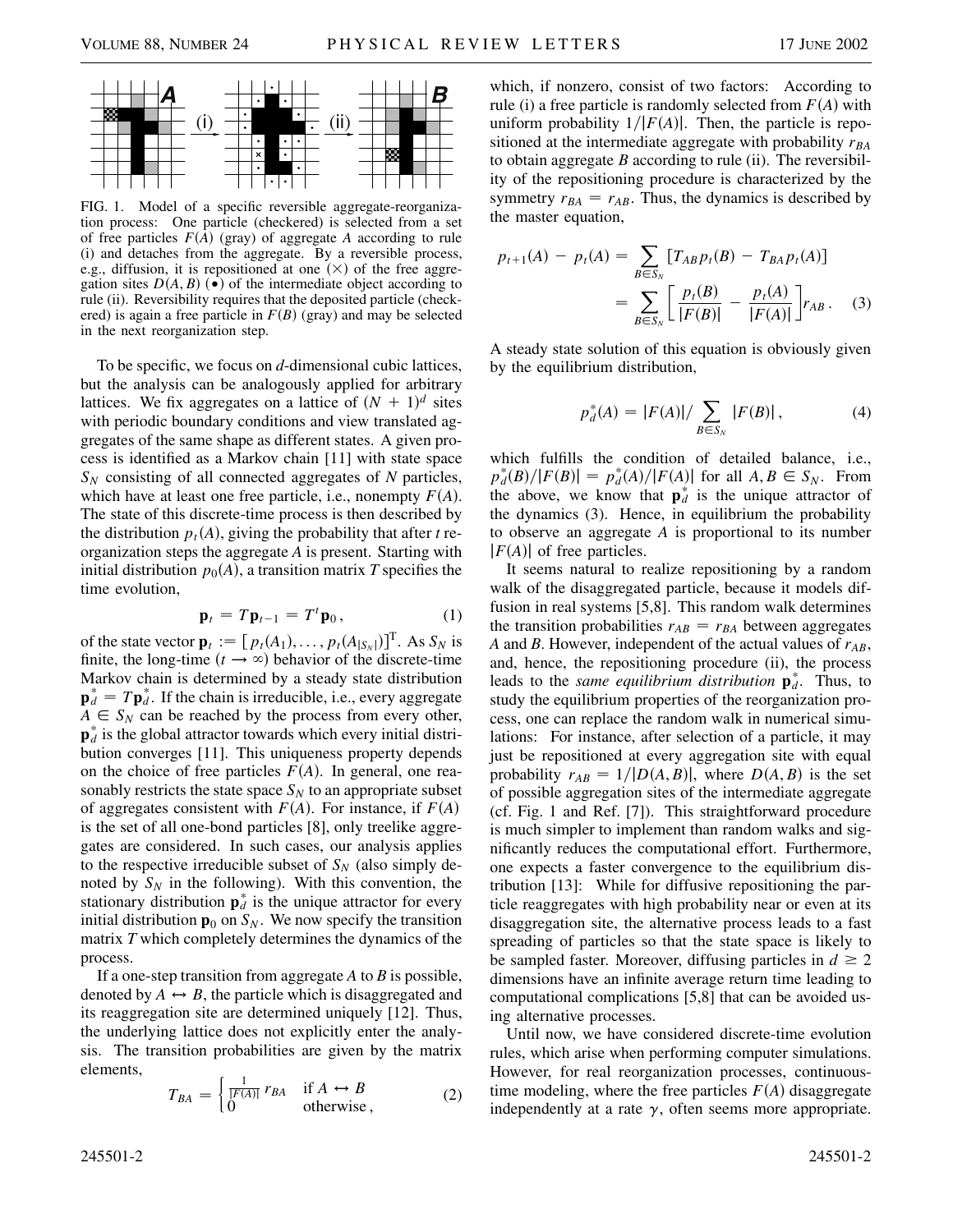FIG. 1. Model of a specific reversible aggregate-reorganization process: One particle (checkered) is selected from a set of free particles $F(A)$ (gray) of aggregate $A$ according to rule (i) and detaches from the aggregate. By a reversible process, e.g., diffusion, it is repositioned at one ($\times$) of the free aggregation sites $D(A, B)$ ($\bullet$) of the intermediate object according to rule (ii). Reversibility requires that the deposited particle (checkered) is again a free particle in $F(B)$ (gray) and may be selected in the next reorganization step.

To be specific, we focus on $d$-dimensional cubic lattices, but the analysis can be analogously applied for arbitrary lattices. We fix aggregates on a lattice of $(N+1)^d$ sites with periodic boundary conditions and view translated aggregates of the same shape as different states. A given process is identified as a Markov chain [11] with state space $S_N$ consisting of all connected aggregates of $N$ particles, which have at least one free particle, i.e., nonempty $F(A)$. The state of this discrete-time process is then described by the distribution $p_t(A)$, giving the probability that after $t$ reorganization steps the aggregate $A$ is present. Starting with initial distribution $p_0(A)$, a transition matrix $T$ specifies the time evolution,

$$\mathbf{p}_t = T\mathbf{p}_{t-1} = T^t\mathbf{p}_0, \tag{1}$$

of the state vector $\mathbf{p}_t := [p_t(A_1), \ldots, p_t(A_{|S_N|})]^{\mathrm{T}}$. As $S_N$ is finite, the long-time ($t \to \infty$) behavior of the discrete-time Markov chain is determined by a steady state distribution $\mathbf{p}_d^* = T\mathbf{p}_d^*$. If the chain is irreducible, i.e., every aggregate $A \in S_N$ can be reached by the process from every other, $\mathbf{p}_d^*$ is the global attractor towards which every initial distribution converges [11]. This uniqueness property depends on the choice of free particles $F(A)$. In general, one reasonably restricts the state space $S_N$ to an appropriate subset of aggregates consistent with $F(A)$. For instance, if $F(A)$ is the set of all one-bond particles [8], only treelike aggregates are considered. In such cases, our analysis applies to the respective irreducible subset of $S_N$ (also simply denoted by $S_N$ in the following). With this convention, the stationary distribution $\mathbf{p}_d^*$ is the unique attractor for every initial distribution $\mathbf{p}_0$ on $S_N$. We now specify the transition matrix $T$ which completely determines the dynamics of the process.

If a one-step transition from aggregate $A$ to $B$ is possible, denoted by $A \leftrightarrow B$, the particle which is disaggregated and its reaggregation site are determined uniquely [12]. Thus, the underlying lattice does not explicitly enter the analysis. The transition probabilities are given by the matrix elements,

$$T_{BA} = \begin{cases} \frac{1}{|F(A)|} r_{BA} & \text{if } A \leftrightarrow B \\ 0 & \text{otherwise}, \end{cases} \tag{2}$$

which, if nonzero, consist of two factors: According to rule (i) a free particle is randomly selected from $F(A)$ with uniform probability $1/|F(A)|$. Then, the particle is repositioned at the intermediate aggregate with probability $r_{BA}$ to obtain aggregate $B$ according to rule (ii). The reversibility of the repositioning procedure is characterized by the symmetry $r_{BA} = r_{AB}$. Thus, the dynamics is described by the master equation,

$$\begin{aligned} p_{t+1}(A) - p_t(A) &= \sum_{B \in S_N} [T_{AB}p_t(B) - T_{BA}p_t(A)] \\ &= \sum_{B \in S_N} \left[\frac{p_t(B)}{|F(B)|} - \frac{p_t(A)}{|F(A)|}\right] r_{AB}. \end{aligned} \tag{3}$$

A steady state solution of this equation is obviously given by the equilibrium distribution,

$$p_d^*(A) = |F(A)| / \sum_{B \in S_N} |F(B)|, \tag{4}$$

which fulfills the condition of detailed balance, i.e., $p_d^*(B)/|F(B)| = p_d^*(A)/|F(A)|$ for all $A, B \in S_N$. From the above, we know that $\mathbf{p}_d^*$ is the unique attractor of the dynamics (3). Hence, in equilibrium the probability to observe an aggregate $A$ is proportional to its number $|F(A)|$ of free particles.

It seems natural to realize repositioning by a random walk of the disaggregated particle, because it models diffusion in real systems [5,8]. This random walk determines the transition probabilities $r_{AB} = r_{BA}$ between aggregates $A$ and $B$. However, independent of the actual values of $r_{AB}$, and, hence, the repositioning procedure (ii), the process leads to the *same equilibrium distribution* $\mathbf{p}_d^*$. Thus, to study the equilibrium properties of the reorganization process, one can replace the random walk in numerical simulations: For instance, after selection of a particle, it may just be repositioned at every aggregation site with equal probability $r_{AB} = 1/|D(A, B)|$, where $D(A, B)$ is the set of possible aggregation sites of the intermediate aggregate (cf. Fig. 1 and Ref. [7]). This straightforward procedure is much simpler to implement than random walks and significantly reduces the computational effort. Moreover, one expects a faster convergence to the equilibrium distribution [13]: While for diffusive repositioning the particle reaggregates with high probability near or even at its disaggregation site, the alternative process leads to a fast spreading of particles so that the state space is likely to be sampled faster. Moreover, diffusing particles in $d \geq 2$ dimensions have an infinite average return time leading to computational complications [5,8] that can be avoided using alternative processes.

Until now, we have considered discrete-time evolution rules, which arise when performing computer simulations. However, for real reorganization processes, continuous-time modeling, where the free particles $F(A)$ disaggregate independently at a rate $\gamma$, often seems more appropriate.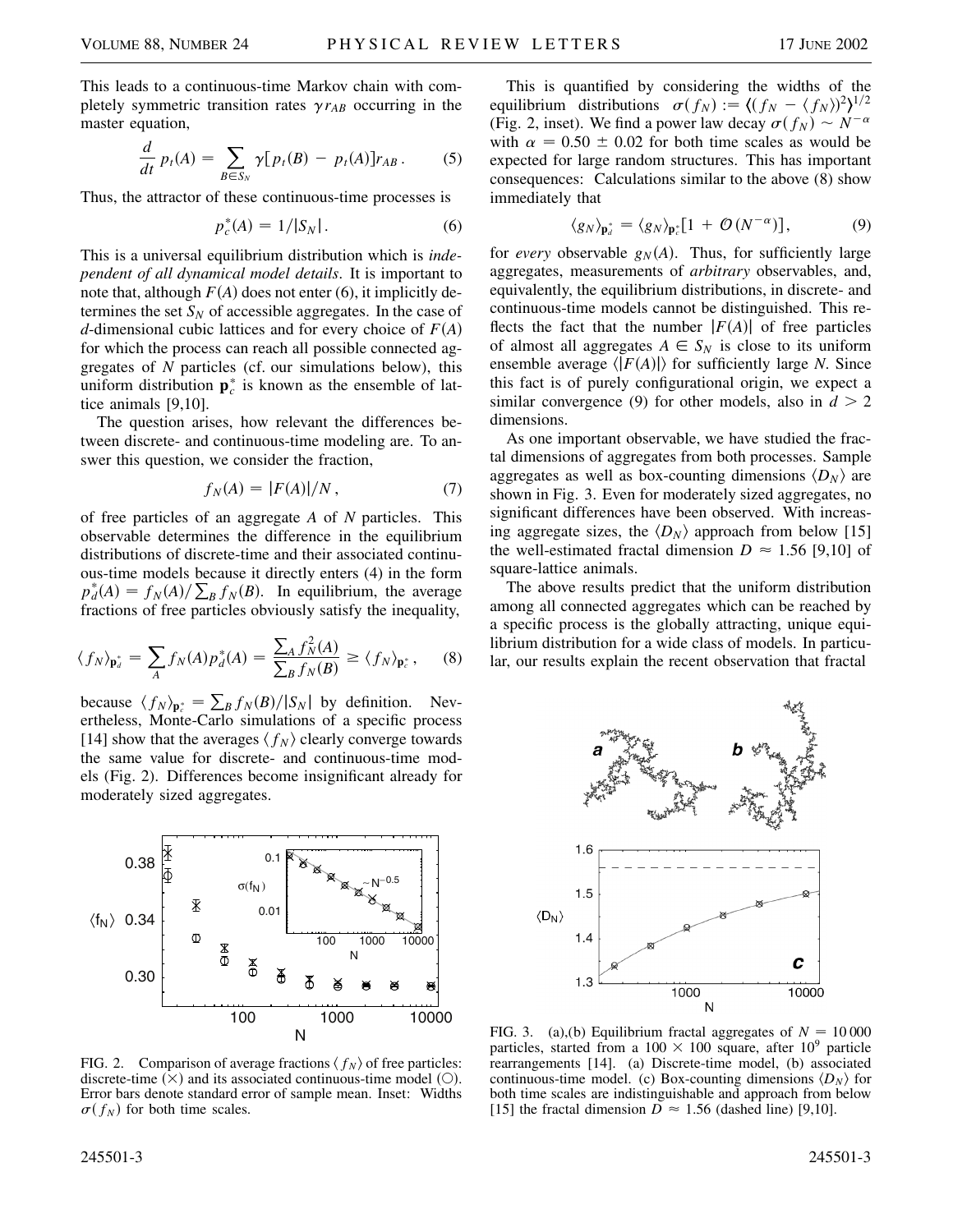This leads to a continuous-time Markov chain with completely symmetric transition rates $\gamma r_{AB}$ occurring in the master equation,

$$\frac{d}{dt} p_t(A) = \sum_{B \in S_N} \gamma [p_t(B) - p_t(A)] r_{AB}. \tag{5}$$

Thus, the attractor of these continuous-time processes is

$$p_c^*(A) = 1/|S_N|. \tag{6}$$

This is a universal equilibrium distribution which is *independent of all dynamical model details*. It is important to note that, although $F(A)$ does not enter (6), it implicitly determines the set $S_N$ of accessible aggregates. In the case of $d$-dimensional cubic lattices and for every choice of $F(A)$ for which the process can reach all possible connected aggregates of $N$ particles (cf. our simulations below), this uniform distribution $\mathbf{p}_c^*$ is known as the ensemble of lattice animals [9,10].

The question arises, how relevant the differences between discrete- and continuous-time modeling are. To answer this question, we consider the fraction,

$$f_N(A) = |F(A)|/N, \tag{7}$$

of free particles of an aggregate $A$ of $N$ particles. This observable determines the difference in the equilibrium distributions of discrete-time and their associated continuous-time models because it directly enters (4) in the form $p_d^*(A) = f_N(A)/\sum_B f_N(B)$. In equilibrium, the average fractions of free particles obviously satisfy the inequality,

$$\langle f_N \rangle_{\mathbf{p}_d^*} = \sum_A f_N(A) p_d^*(A) = \frac{\sum_A f_N^2(A)}{\sum_B f_N(B)} \geq \langle f_N \rangle_{\mathbf{p}_c^*}, \tag{8}$$

because $\langle f_N \rangle_{\mathbf{p}_c^*} = \sum_B f_N(B)/|S_N|$ by definition. Nevertheless, Monte-Carlo simulations of a specific process [14] show that the averages $\langle f_N \rangle$ clearly converge towards the same value for discrete- and continuous-time models (Fig. 2). Differences become insignificant already for moderately sized aggregates.

FIG. 2. Comparison of average fractions $\langle f_N \rangle$ of free particles: discrete-time ($\times$) and its associated continuous-time model ($\bigcirc$). Error bars denote standard error of sample mean. Inset: Widths $\sigma(f_N)$ for both time scales.

This is quantified by considering the widths of the equilibrium distributions $\sigma(f_N) := \langle (f_N - \langle f_N \rangle)^2 \rangle^{1/2}$ (Fig. 2, inset). We find a power law decay $\sigma(f_N) \sim N^{-\alpha}$ with $\alpha = 0.50 \pm 0.02$ for both time scales as would be expected for large random structures. This has important consequences: Calculations similar to the above (8) show immediately that

$$\langle g_N \rangle_{\mathbf{p}_d^*} = \langle g_N \rangle_{\mathbf{p}_c^*}[1 + \mathcal{O}(N^{-\alpha})], \tag{9}$$

for *every* observable $g_N(A)$. Thus, for sufficiently large aggregates, measurements of *arbitrary* observables, and, equivalently, the equilibrium distributions, in discrete- and continuous-time models cannot be distinguished. This reflects the fact that the number $|F(A)|$ of free particles of almost all aggregates $A \in S_N$ is close to its uniform ensemble average $\langle |F(A)| \rangle$ for sufficiently large $N$. Since this fact is of purely configurational origin, we expect a similar convergence (9) for other models, also in $d > 2$ dimensions.

As one important observable, we have studied the fractal dimensions of aggregates from both processes. Sample aggregates as well as box-counting dimensions $\langle D_N \rangle$ are shown in Fig. 3. Even for moderately sized aggregates, no significant differences have been observed. With increasing aggregate sizes, the $\langle D_N \rangle$ approach from below [15] the well-estimated fractal dimension $D \approx 1.56$ [9,10] of square-lattice animals.

The above results predict that the uniform distribution among all connected aggregates which can be reached by a specific process is the globally attracting, unique equilibrium distribution for a wide class of models. In particular, our results explain the recent observation that fractal

FIG. 3. (a),(b) Equilibrium fractal aggregates of $N = 10\,000$ particles, started from a $100 \times 100$ square, after $10^9$ particle rearrangements [14]. (a) Discrete-time model, (b) associated continuous-time model. (c) Box-counting dimensions $\langle D_N \rangle$ for both time scales are indistinguishable and approach from below [15] the fractal dimension $D \approx 1.56$ (dashed line) [9,10].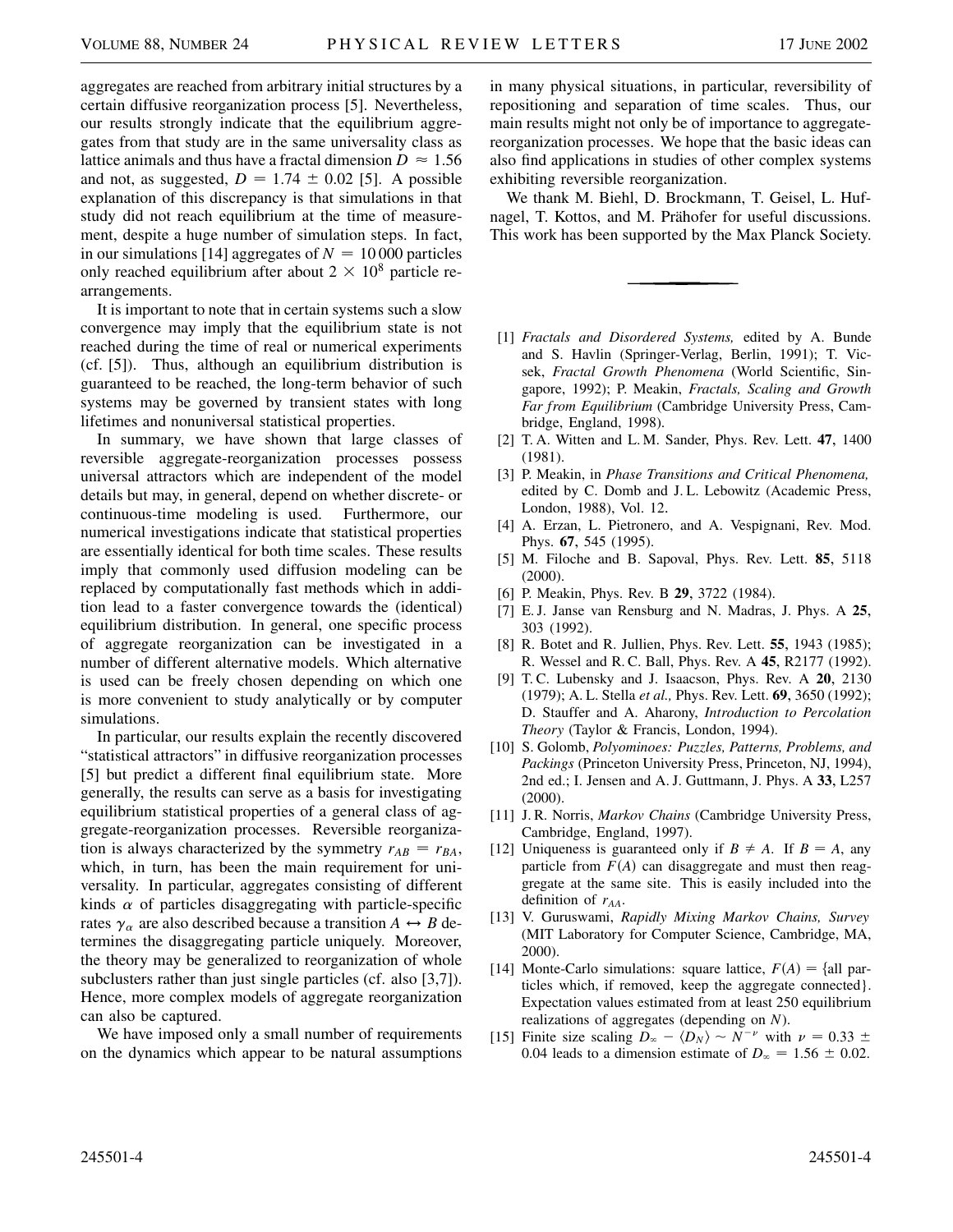aggregates are reached from arbitrary initial structures by a certain diffusive reorganization process [5]. Nevertheless, our results strongly indicate that the equilibrium aggregates from that study are in the same universality class as lattice animals and thus have a fractal dimension $D \approx 1.56$ and not, as suggested, $D = 1.74 \pm 0.02$ [5]. A possible explanation of this discrepancy is that simulations in that study did not reach equilibrium at the time of measurement, despite a huge number of simulation steps. In fact, in our simulations [14] aggregates of $N = 10\,000$ particles only reached equilibrium after about $2 \times 10^8$ particle rearrangements.

It is important to note that in certain systems such a slow convergence may imply that the equilibrium state is not reached during the time of real or numerical experiments (cf. [5]). Thus, although an equilibrium distribution is guaranteed to be reached, the long-term behavior of such systems may be governed by transient states with long lifetimes and nonuniversal statistical properties.

In summary, we have shown that large classes of reversible aggregate-reorganization processes possess universal attractors which are independent of the model details but may, in general, depend on whether discrete- or continuous-time modeling is used. Furthermore, our numerical investigations indicate that statistical properties are essentially identical for both time scales. These results imply that commonly used diffusion modeling can be replaced by computationally fast methods which in addition lead to a faster convergence towards the (identical) equilibrium distribution. In general, one specific process of aggregate reorganization can be investigated in a number of different alternative models. Which alternative is used can be freely chosen depending on which one is more convenient to study analytically or by computer simulations.

In particular, our results explain the recently discovered "statistical attractors" in diffusive reorganization processes [5] but predict a different final equilibrium state. More generally, the results can serve as a basis for investigating equilibrium statistical properties of a general class of aggregate-reorganization processes. Reversible reorganization is always characterized by the symmetry $r_{AB} = r_{BA}$, which, in turn, has been the main requirement for universality. In particular, aggregates consisting of different kinds $\alpha$ of particles disaggregating with particle-specific rates $\gamma_\alpha$ are also described because a transition $A \leftrightarrow B$ determines the disaggregating particle uniquely. Moreover, the theory may be generalized to reorganization of whole subclusters rather than just single particles (cf. also [3,7]). Hence, more complex models of aggregate reorganization can also be captured.

We have imposed only a small number of requirements on the dynamics which appear to be natural assumptions in many physical situations, in particular, reversibility of repositioning and separation of time scales. Thus, our main results might not only be of importance to aggregate-reorganization processes. We hope that the basic ideas can also find applications in studies of other complex systems exhibiting reversible reorganization.

We thank M. Biehl, D. Brockmann, T. Geisel, L. Hufnagel, T. Kottos, and M. Prähofer for useful discussions. This work has been supported by the Max Planck Society.

---

[1] *Fractals and Disordered Systems,* edited by A. Bunde and S. Havlin (Springer-Verlag, Berlin, 1991); T. Vicsek, *Fractal Growth Phenomena* (World Scientific, Singapore, 1992); P. Meakin, *Fractals, Scaling and Growth Far from Equilibrium* (Cambridge University Press, Cambridge, England, 1998).

[2] T. A. Witten and L. M. Sander, Phys. Rev. Lett. **47**, 1400 (1981).

[3] P. Meakin, in *Phase Transitions and Critical Phenomena,* edited by C. Domb and J. L. Lebowitz (Academic Press, London, 1988), Vol. 12.

[4] A. Erzan, L. Pietronero, and A. Vespignani, Rev. Mod. Phys. **67**, 545 (1995).

[5] M. Filoche and B. Sapoval, Phys. Rev. Lett. **85**, 5118 (2000).

[6] P. Meakin, Phys. Rev. B **29**, 3722 (1984).

[7] E. J. Janse van Rensburg and N. Madras, J. Phys. A **25**, 303 (1992).

[8] R. Botet and R. Jullien, Phys. Rev. Lett. **55**, 1943 (1985); R. Wessel and R. C. Ball, Phys. Rev. A **45**, R2177 (1992).

[9] T. C. Lubensky and J. Isaacson, Phys. Rev. A **20**, 2130 (1979); A. L. Stella *et al.,* Phys. Rev. Lett. **69**, 3650 (1992); D. Stauffer and A. Aharony, *Introduction to Percolation Theory* (Taylor & Francis, London, 1994).

[10] S. Golomb, *Polyominoes: Puzzles, Patterns, Problems, and Packings* (Princeton University Press, Princeton, NJ, 1994), 2nd ed.; I. Jensen and A. J. Guttmann, J. Phys. A **33**, L257 (2000).

[11] J. R. Norris, *Markov Chains* (Cambridge University Press, Cambridge, England, 1997).

[12] Uniqueness is guaranteed only if $B \neq A$. If $B = A$, any particle from $F(A)$ can disaggregate and must then reaggregate at the same site. This is easily included into the definition of $r_{AA}$.

[13] V. Guruswami, *Rapidly Mixing Markov Chains, Survey* (MIT Laboratory for Computer Science, Cambridge, MA, 2000).

[14] Monte-Carlo simulations: square lattice, $F(A) = \{$all particles which, if removed, keep the aggregate connected$\}$. Expectation values estimated from at least 250 equilibrium realizations of aggregates (depending on $N$).

[15] Finite size scaling $D_\infty - \langle D_N \rangle \sim N^{-\nu}$ with $\nu = 0.33 \pm 0.04$ leads to a dimension estimate of $D_\infty = 1.56 \pm 0.02$.